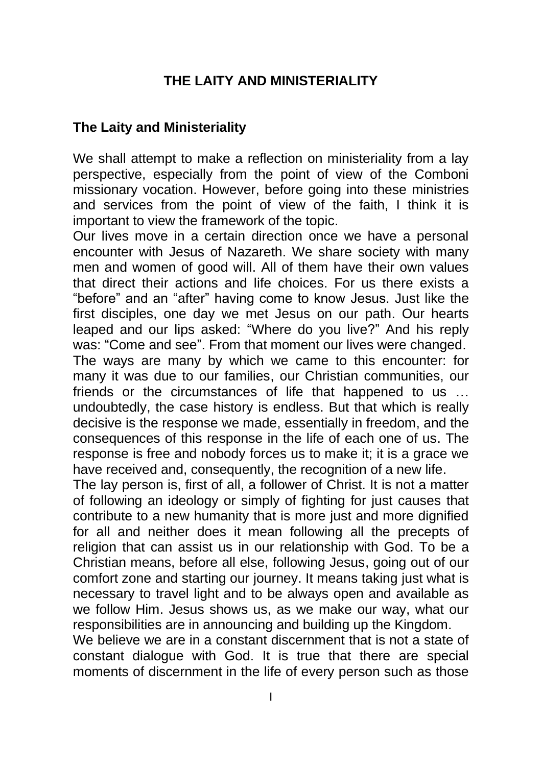# THE LAITY AND MINISTERIALITY

## The Laity and Ministeriality

We shall attempt to make a reflection on ministeriality from a lay perspective, especially from the point of view of the Comboni missionary vocation. However, before going into these ministries and services from the point of view of the faith, I think it is important to view the framework of the topic.

Our lives move in a certain direction once we have a personal encounter with Jesus of Nazareth. We share society with many men and women of good will. All of them have their own values that direct their actions and life choices. For us there exists a "before" and an "after" having come to know Jesus. Just like the first disciples, one day we met Jesus on our path. Our hearts leaped and our lips asked: "Where do you live?" And his reply was: "Come and see". From that moment our lives were changed.

The ways are many by which we came to this encounter: for many it was due to our families, our Christian communities, our friends or the circumstances of life that happened to us … undoubtedly, the case history is endless. But that which is really decisive is the response we made, essentially in freedom, and the consequences of this response in the life of each one of us. The response is free and nobody forces us to make it; it is a grace we have received and, consequently, the recognition of a new life.

The lay person is, first of all, a follower of Christ. It is not a matter of following an ideology or simply of fighting for just causes that contribute to a new humanity that is more just and more dignified for all and neither does it mean following all the precepts of religion that can assist us in our relationship with God. To be a Christian means, before all else, following Jesus, going out of our comfort zone and starting our journey. It means taking just what is necessary to travel light and to be always open and available as we follow Him. Jesus shows us, as we make our way, what our responsibilities are in announcing and building up the Kingdom.

We believe we are in a constant discernment that is not a state of constant dialogue with God. It is true that there are special moments of discernment in the life of every person such as those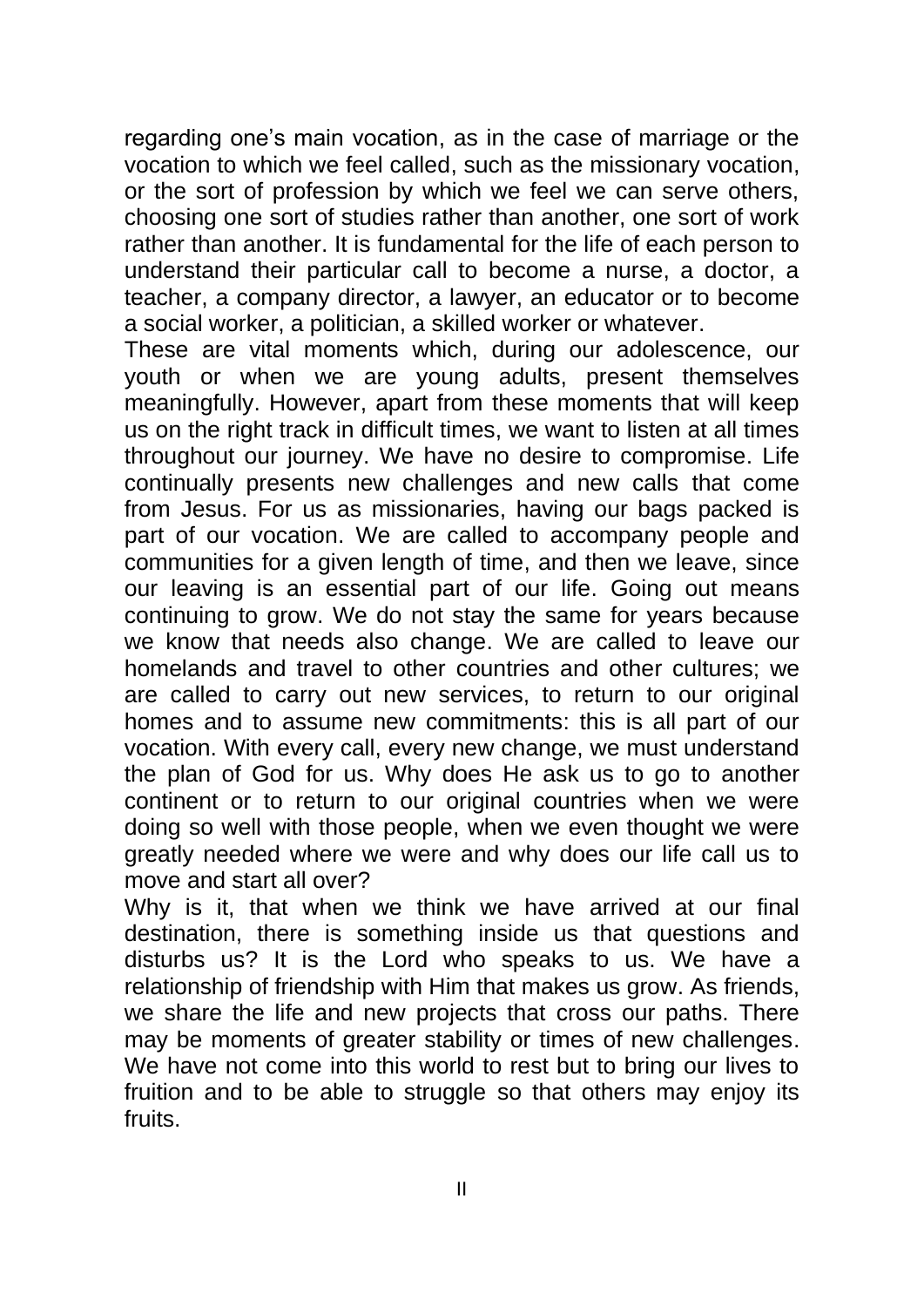regarding one's main vocation, as in the case of marriage or the vocation to which we feel called, such as the missionary vocation, or the sort of profession by which we feel we can serve others, choosing one sort of studies rather than another, one sort of work rather than another. It is fundamental for the life of each person to understand their particular call to become a nurse, a doctor, a teacher, a company director, a lawyer, an educator or to become a social worker, a politician, a skilled worker or whatever.

These are vital moments which, during our adolescence, our youth or when we are young adults, present themselves meaningfully. However, apart from these moments that will keep us on the right track in difficult times, we want to listen at all times throughout our journey. We have no desire to compromise. Life continually presents new challenges and new calls that come from Jesus. For us as missionaries, having our bags packed is part of our vocation. We are called to accompany people and communities for a given length of time, and then we leave, since our leaving is an essential part of our life. Going out means continuing to grow. We do not stay the same for years because we know that needs also change. We are called to leave our homelands and travel to other countries and other cultures; we are called to carry out new services, to return to our original homes and to assume new commitments: this is all part of our vocation. With every call, every new change, we must understand the plan of God for us. Why does He ask us to go to another continent or to return to our original countries when we were doing so well with those people, when we even thought we were greatly needed where we were and why does our life call us to move and start all over?

Why is it, that when we think we have arrived at our final destination, there is something inside us that questions and disturbs us? It is the Lord who speaks to us. We have a relationship of friendship with Him that makes us grow. As friends, we share the life and new projects that cross our paths. There may be moments of greater stability or times of new challenges. We have not come into this world to rest but to bring our lives to fruition and to be able to struggle so that others may enjoy its fruits.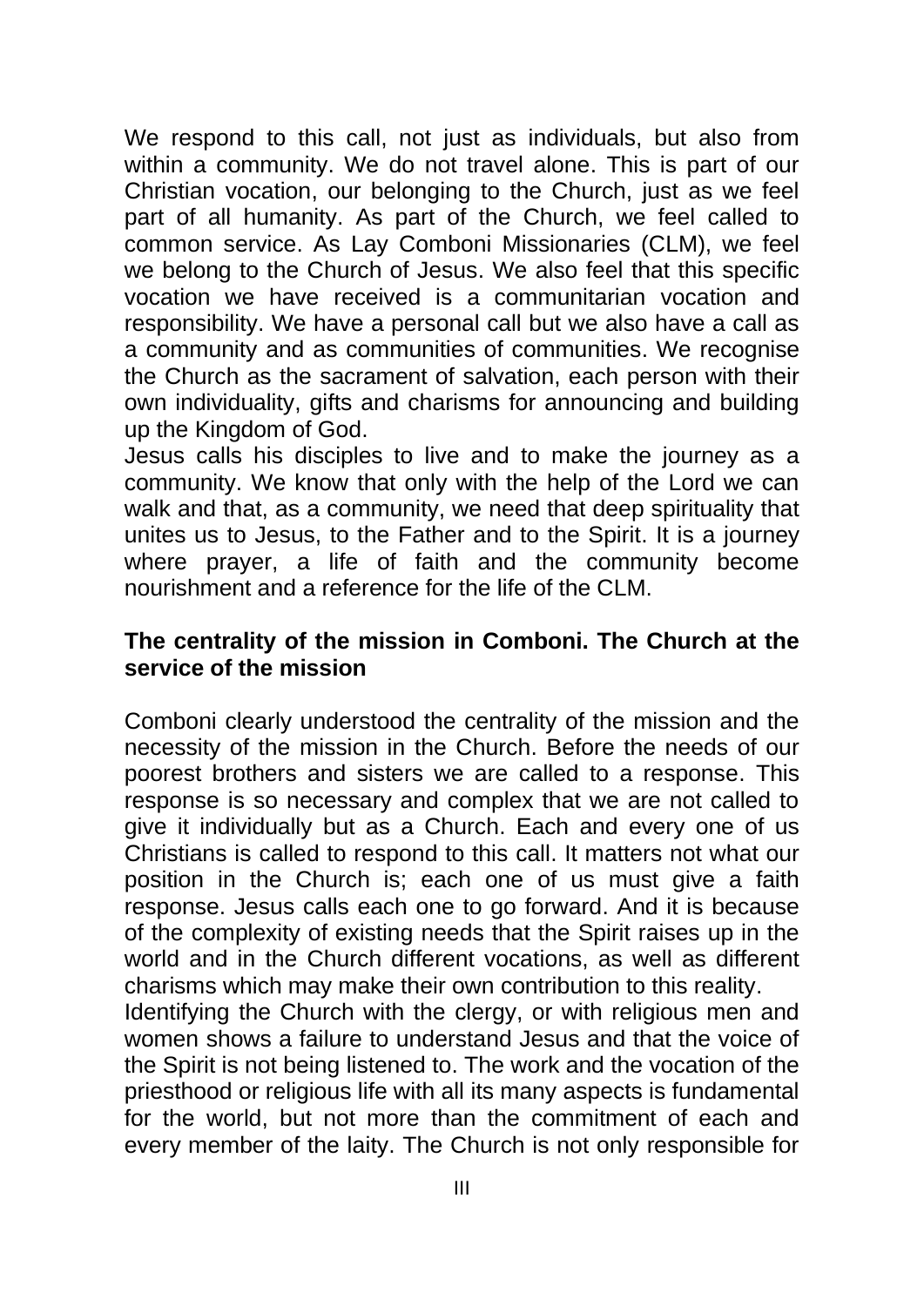We respond to this call, not just as individuals, but also from within a community. We do not travel alone. This is part of our Christian vocation, our belonging to the Church, just as we feel part of all humanity. As part of the Church, we feel called to common service. As Lay Comboni Missionaries (CLM), we feel we belong to the Church of Jesus. We also feel that this specific vocation we have received is a communitarian vocation and responsibility. We have a personal call but we also have a call as a community and as communities of communities. We recognise the Church as the sacrament of salvation, each person with their own individuality, gifts and charisms for announcing and building up the Kingdom of God.

Jesus calls his disciples to live and to make the journey as a community. We know that only with the help of the Lord we can walk and that, as a community, we need that deep spirituality that unites us to Jesus, to the Father and to the Spirit. It is a journey where prayer, a life of faith and the community become nourishment and a reference for the life of the CLM.

**The centrality of the mission in Comboni. The Church at the service of the mission**

Comboni clearly understood the centrality of the mission and the necessity of the mission in the Church. Before the needs of our poorest brothers and sisters we are called to a response. This response is so necessary and complex that we are not called to give it individually but as a Church. Each and every one of us Christians is called to respond to this call. It matters not what our position in the Church is; each one of us must give a faith response. Jesus calls each one to go forward. And it is because of the complexity of existing needs that the Spirit raises up in the world and in the Church different vocations, as well as different charisms which may make their own contribution to this reality.

Identifying the Church with the clergy, or with religious men and women shows a failure to understand Jesus and that the voice of the Spirit is not being listened to. The work and the vocation of the priesthood or religious life with all its many aspects is fundamental for the world, but not more than the commitment of each and every member of the laity. The Church is not only responsible for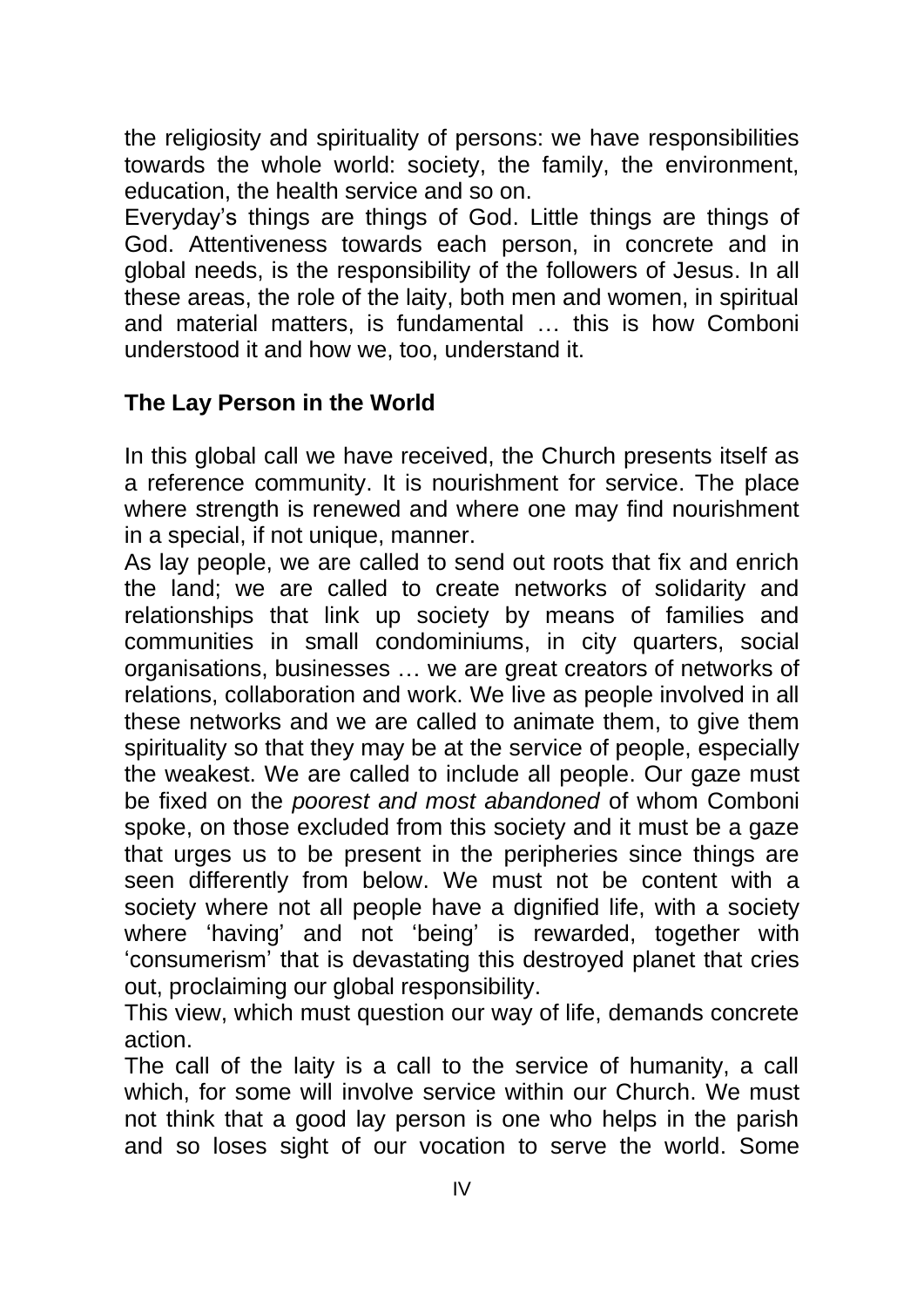the religiosity and spirituality of persons: we have responsibilities towards the whole world: society, the family, the environment, education, the health service and so on.

Everyday's things are things of God. Little things are things of God. Attentiveness towards each person, in concrete and in global needs, is the responsibility of the followers of Jesus. In all these areas, the role of the laity, both men and women, in spiritual and material matters, is fundamental … this is how Comboni understood it and how we, too, understand it.

## The Lay Person in the World

In this global call we have received, the Church presents itself as a reference community. It is nourishment for service. The place where strength is renewed and where one may find nourishment in a special, if not unique, manner.

As lay people, we are called to send out roots that fix and enrich the land; we are called to create networks of solidarity and relationships that link up society by means of families and communities in small condominiums, in city quarters, social organisations, businesses … we are great creators of networks of relations, collaboration and work. We live as people involved in all these networks and we are called to animate them, to give them spirituality so that they may be at the service of people, especially the weakest. We are called to include all people. Our gaze must be fixed on the *poorest and most abandoned* of whom Comboni spoke, on those excluded from this society and it must be a gaze that urges us to be present in the peripheries since things are seen differently from below. We must not be content with a society where not all people have a dignified life, with a society where 'having' and not 'being' is rewarded, together with 'consumerism' that is devastating this destroyed planet that cries out, proclaiming our global responsibility.

This view, which must question our way of life, demands concrete action.

The call of the laity is a call to the service of humanity, a call which, for some will involve service within our Church. We must not think that a good lay person is one who helps in the parish and so loses sight of our vocation to serve the world. Some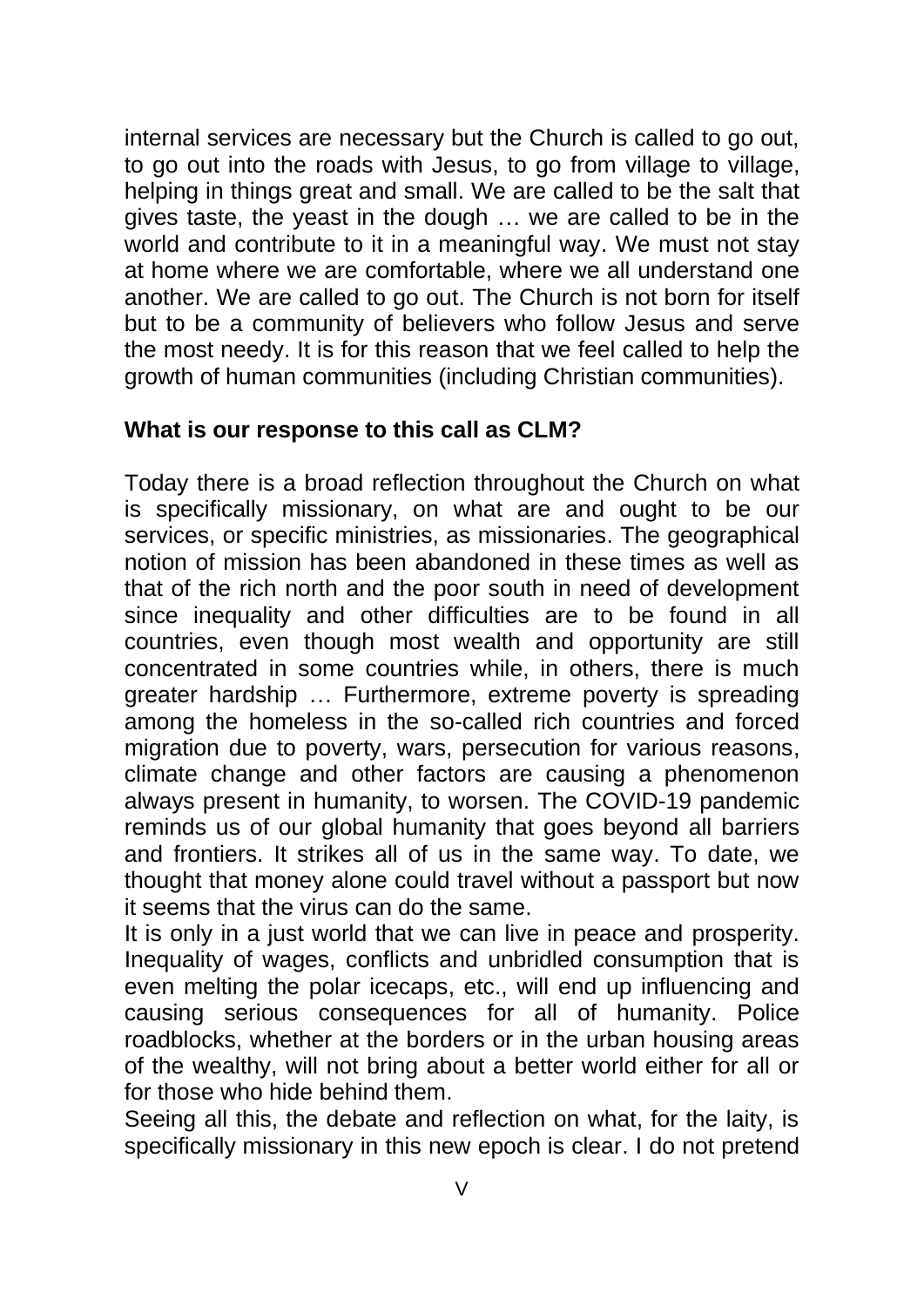internal services are necessary but the Church is called to go out, to go out into the roads with Jesus, to go from village to village, helping in things great and small. We are called to be the salt that gives taste, the yeast in the dough … we are called to be in the world and contribute to it in a meaningful way. We must not stay at home where we are comfortable, where we all understand one another. We are called to go out. The Church is not born for itself but to be a community of believers who follow Jesus and serve the most needy. It is for this reason that we feel called to help the growth of human communities (including Christian communities).

**What is our response to this call as CLM?**

Today there is a broad reflection throughout the Church on what is specifically missionary, on what are and ought to be our services, or specific ministries, as missionaries. The geographical notion of mission has been abandoned in these times as well as that of the rich north and the poor south in need of development since inequality and other difficulties are to be found in all countries, even though most wealth and opportunity are still concentrated in some countries while, in others, there is much greater hardship … Furthermore, extreme poverty is spreading among the homeless in the so-called rich countries and forced migration due to poverty, wars, persecution for various reasons, climate change and other factors are causing a phenomenon always present in humanity, to worsen. The COVID-19 pandemic reminds us of our global humanity that goes beyond all barriers and frontiers. It strikes all of us in the same way. To date, we thought that money alone could travel without a passport but now it seems that the virus can do the same.

It is only in a just world that we can live in peace and prosperity. Inequality of wages, conflicts and unbridled consumption that is even melting the polar icecaps, etc., will end up influencing and causing serious consequences for all of humanity. Police roadblocks, whether at the borders or in the urban housing areas of the wealthy, will not bring about a better world either for all or for those who hide behind them.

Seeing all this, the debate and reflection on what, for the laity, is specifically missionary in this new epoch is clear. I do not pretend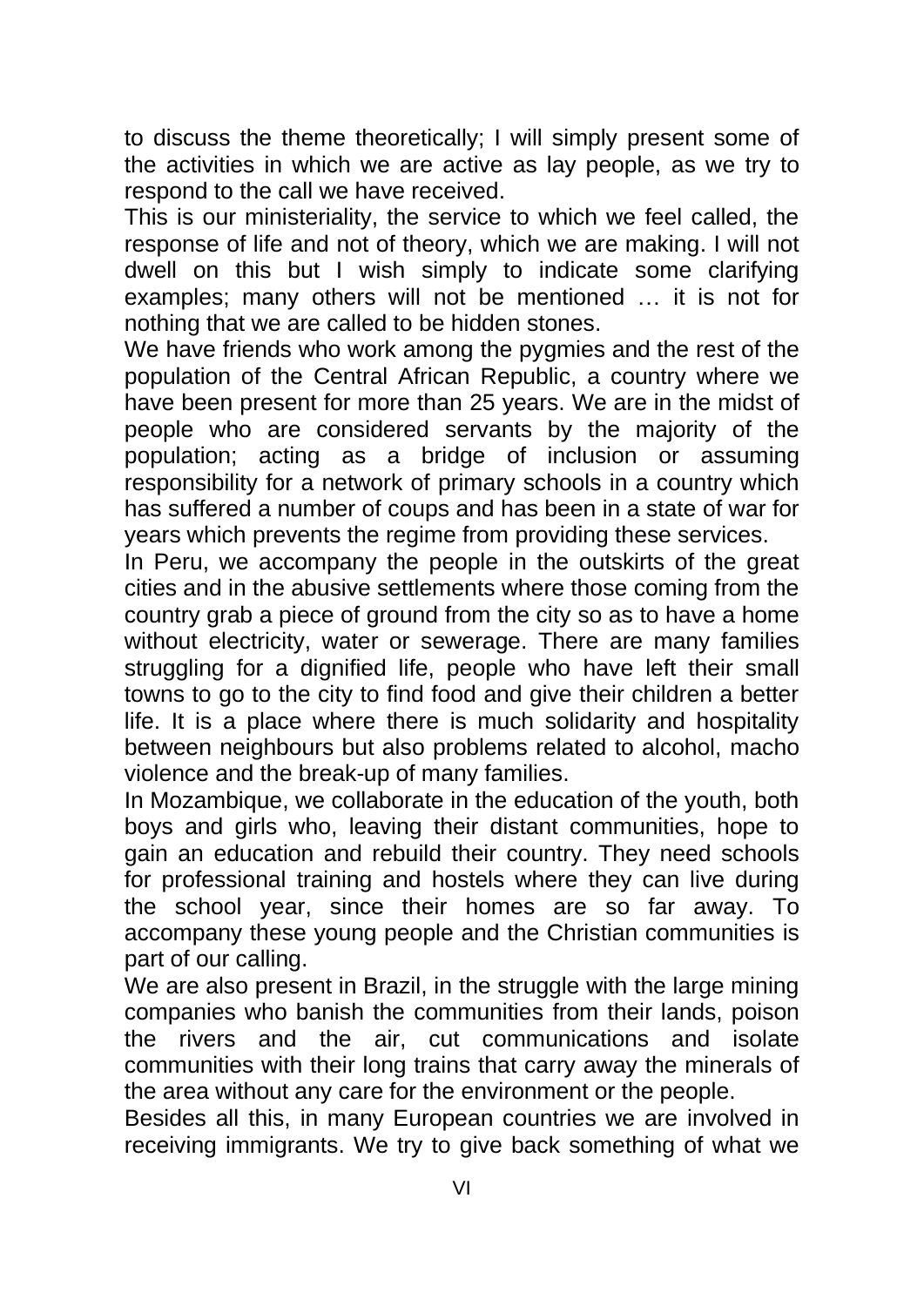to discuss the theme theoretically; I will simply present some of the activities in which we are active as lay people, as we try to respond to the call we have received.

This is our ministeriality, the service to which we feel called, the response of life and not of theory, which we are making. I will not dwell on this but I wish simply to indicate some clarifying examples; many others will not be mentioned … it is not for nothing that we are called to be hidden stones.

We have friends who work among the pygmies and the rest of the population of the Central African Republic, a country where we have been present for more than 25 years. We are in the midst of people who are considered servants by the majority of the population; acting as a bridge of inclusion or assuming responsibility for a network of primary schools in a country which has suffered a number of coups and has been in a state of war for years which prevents the regime from providing these services.

In Peru, we accompany the people in the outskirts of the great cities and in the abusive settlements where those coming from the country grab a piece of ground from the city so as to have a home without electricity, water or sewerage. There are many families struggling for a dignified life, people who have left their small towns to go to the city to find food and give their children a better life. It is a place where there is much solidarity and hospitality between neighbours but also problems related to alcohol, macho violence and the break-up of many families.

In Mozambique, we collaborate in the education of the youth, both boys and girls who, leaving their distant communities, hope to gain an education and rebuild their country. They need schools for professional training and hostels where they can live during the school year, since their homes are so far away. To accompany these young people and the Christian communities is part of our calling.

We are also present in Brazil, in the struggle with the large mining companies who banish the communities from their lands, poison the rivers and the air, cut communications and isolate communities with their long trains that carry away the minerals of the area without any care for the environment or the people.

Besides all this, in many European countries we are involved in receiving immigrants. We try to give back something of what we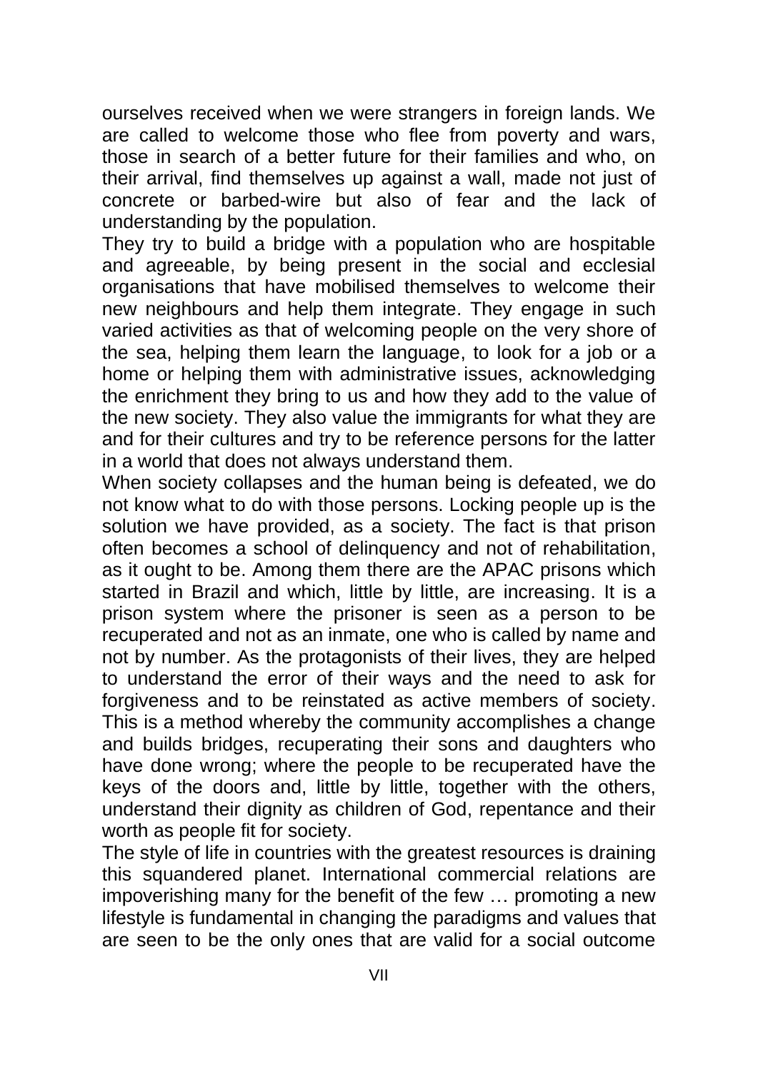ourselves received when we were strangers in foreign lands. We are called to welcome those who flee from poverty and wars, those in search of a better future for their families and who, on their arrival, find themselves up against a wall, made not just of concrete or barbed-wire but also of fear and the lack of understanding by the population.

They try to build a bridge with a population who are hospitable and agreeable, by being present in the social and ecclesial organisations that have mobilised themselves to welcome their new neighbours and help them integrate. They engage in such varied activities as that of welcoming people on the very shore of the sea, helping them learn the language, to look for a job or a home or helping them with administrative issues, acknowledging the enrichment they bring to us and how they add to the value of the new society. They also value the immigrants for what they are and for their cultures and try to be reference persons for the latter in a world that does not always understand them.

When society collapses and the human being is defeated, we do not know what to do with those persons. Locking people up is the solution we have provided, as a society. The fact is that prison often becomes a school of delinquency and not of rehabilitation, as it ought to be. Among them there are the APAC prisons which started in Brazil and which, little by little, are increasing. It is a prison system where the prisoner is seen as a person to be recuperated and not as an inmate, one who is called by name and not by number. As the protagonists of their lives, they are helped to understand the error of their ways and the need to ask for forgiveness and to be reinstated as active members of society. This is a method whereby the community accomplishes a change and builds bridges, recuperating their sons and daughters who have done wrong; where the people to be recuperated have the keys of the doors and, little by little, together with the others, understand their dignity as children of God, repentance and their worth as people fit for society.

The style of life in countries with the greatest resources is draining this squandered planet. International commercial relations are impoverishing many for the benefit of the few … promoting a new lifestyle is fundamental in changing the paradigms and values that are seen to be the only ones that are valid for a social outcome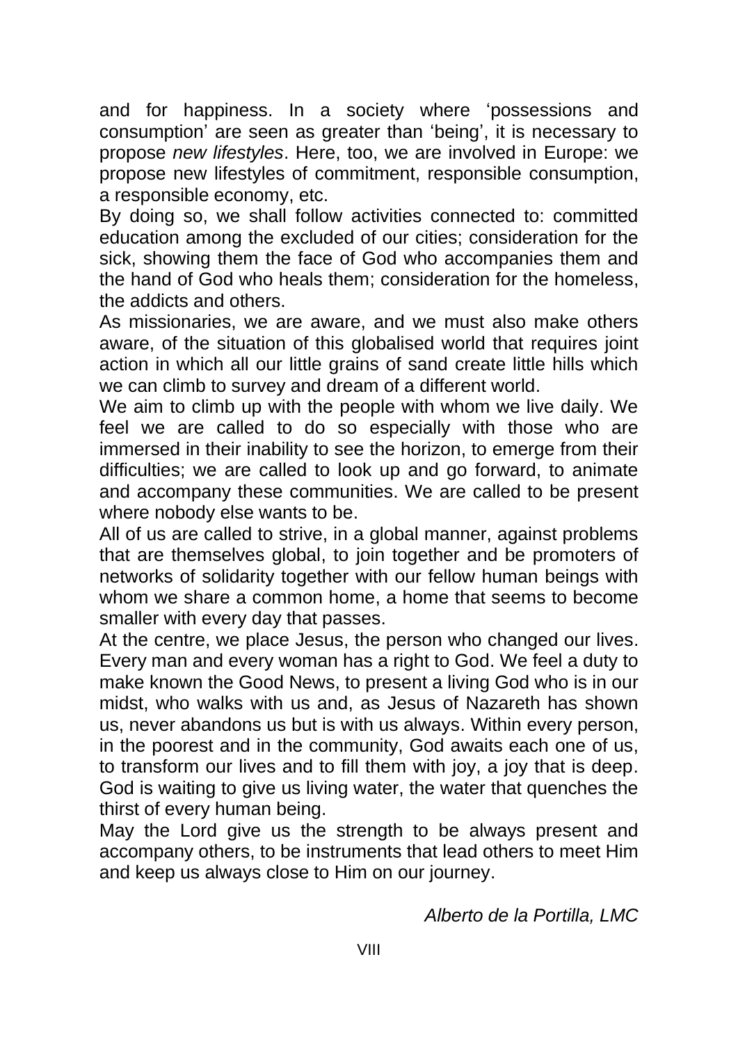and for happiness. In a society where 'possessions and consumption' are seen as greater than 'being', it is necessary to propose *new lifestyles*. Here, too, we are involved in Europe: we propose new lifestyles of commitment, responsible consumption, a responsible economy, etc.

By doing so, we shall follow activities connected to: committed education among the excluded of our cities; consideration for the sick, showing them the face of God who accompanies them and the hand of God who heals them; consideration for the homeless, the addicts and others.

As missionaries, we are aware, and we must also make others aware, of the situation of this globalised world that requires joint action in which all our little grains of sand create little hills which we can climb to survey and dream of a different world.

We aim to climb up with the people with whom we live daily. We feel we are called to do so especially with those who are immersed in their inability to see the horizon, to emerge from their difficulties; we are called to look up and go forward, to animate and accompany these communities. We are called to be present where nobody else wants to be.

All of us are called to strive, in a global manner, against problems that are themselves global, to join together and be promoters of networks of solidarity together with our fellow human beings with whom we share a common home, a home that seems to become smaller with every day that passes.

At the centre, we place Jesus, the person who changed our lives. Every man and every woman has a right to God. We feel a duty to make known the Good News, to present a living God who is in our midst, who walks with us and, as Jesus of Nazareth has shown us, never abandons us but is with us always. Within every person, in the poorest and in the community, God awaits each one of us, to transform our lives and to fill them with joy, a joy that is deep. God is waiting to give us living water, the water that quenches the thirst of every human being.

May the Lord give us the strength to be always present and accompany others, to be instruments that lead others to meet Him and keep us always close to Him on our journey.

*Alberto de la Portilla, LMC*